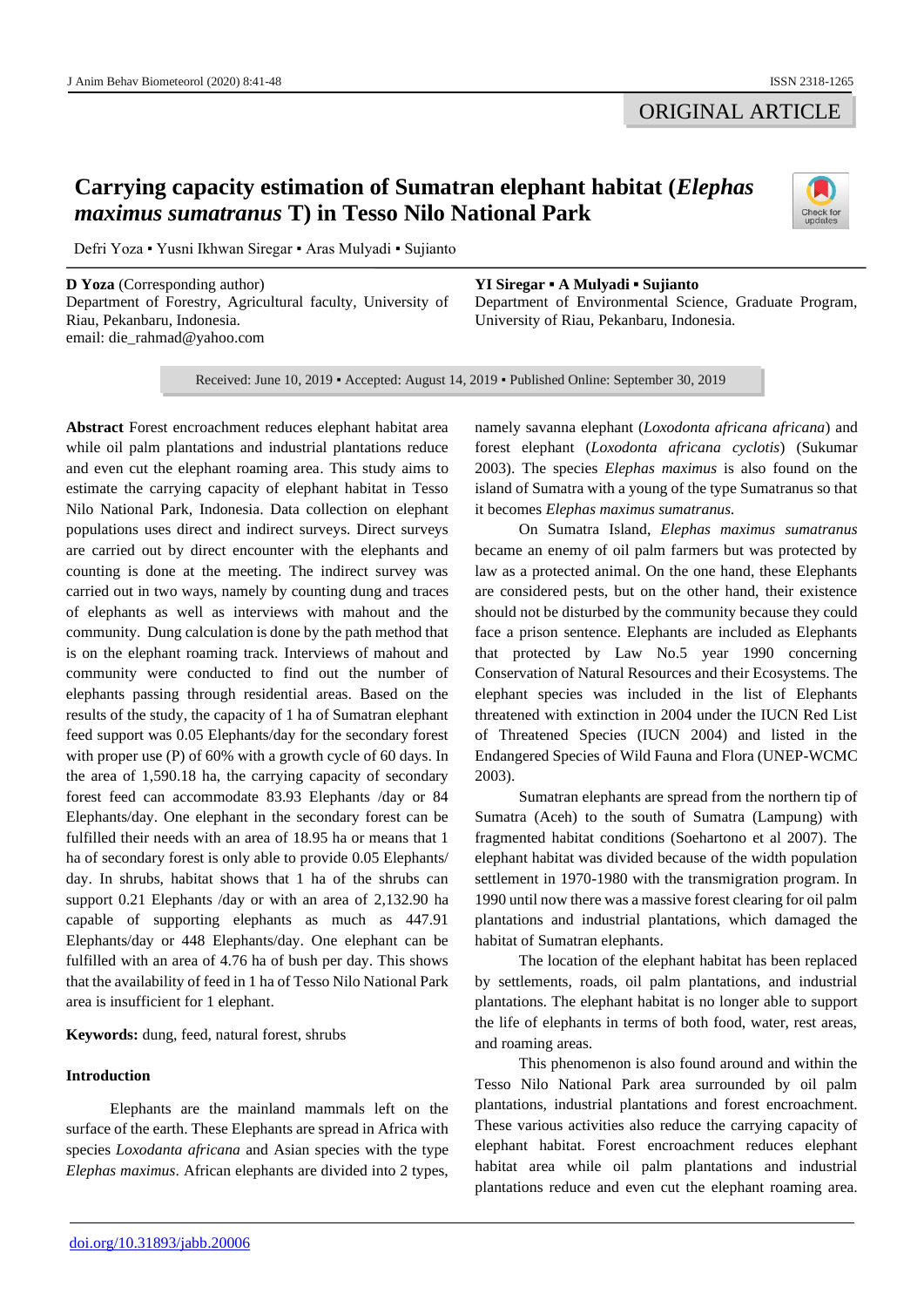ORIGINAL ARTICLE

# Carrying capacity estimation of Sumatran elephant habitat (*Elephas maximus sumatranus* T) in Tesso Nilo National Park

Defri Yoza ▪ Yusni Ikhwan Siregar ▪ Aras Mulyadi ▪ Sujianto

**D Yoza** (Corresponding author)
Department of Forestry, Agricultural faculty, University of Riau, Pekanbaru, Indonesia.
email: die_rahmad@yahoo.com

**YI Siregar ▪ A Mulyadi ▪ Sujianto**
Department of Environmental Science, Graduate Program, University of Riau, Pekanbaru, Indonesia.

Received: June 10, 2019 ▪ Accepted: August 14, 2019 ▪ Published Online: September 30, 2019

**Abstract** Forest encroachment reduces elephant habitat area while oil palm plantations and industrial plantations reduce and even cut the elephant roaming area. This study aims to estimate the carrying capacity of elephant habitat in Tesso Nilo National Park, Indonesia. Data collection on elephant populations uses direct and indirect surveys. Direct surveys are carried out by direct encounter with the elephants and counting is done at the meeting. The indirect survey was carried out in two ways, namely by counting dung and traces of elephants as well as interviews with mahout and the community. Dung calculation is done by the path method that is on the elephant roaming track. Interviews of mahout and community were conducted to find out the number of elephants passing through residential areas. Based on the results of the study, the capacity of 1 ha of Sumatran elephant feed support was 0.05 Elephants/day for the secondary forest with proper use (P) of 60% with a growth cycle of 60 days. In the area of 1,590.18 ha, the carrying capacity of secondary forest feed can accommodate 83.93 Elephants /day or 84 Elephants/day. One elephant in the secondary forest can be fulfilled their needs with an area of 18.95 ha or means that 1 ha of secondary forest is only able to provide 0.05 Elephants/day. In shrubs, habitat shows that 1 ha of the shrubs can support 0.21 Elephants /day or with an area of 2,132.90 ha capable of supporting elephants as much as 447.91 Elephants/day or 448 Elephants/day. One elephant can be fulfilled with an area of 4.76 ha of bush per day. This shows that the availability of feed in 1 ha of Tesso Nilo National Park area is insufficient for 1 elephant.

**Keywords:** dung, feed, natural forest, shrubs

## Introduction

Elephants are the mainland mammals left on the surface of the earth. These Elephants are spread in Africa with species *Loxodanta africana* and Asian species with the type *Elephas maximus*. African elephants are divided into 2 types, namely savanna elephant (*Loxodonta africana africana*) and forest elephant (*Loxodonta africana cyclotis*) (Sukumar 2003). The species *Elephas maximus* is also found on the island of Sumatra with a young of the type Sumatranus so that it becomes *Elephas maximus sumatranus.*

On Sumatra Island, *Elephas maximus sumatranus* became an enemy of oil palm farmers but was protected by law as a protected animal. On the one hand, these Elephants are considered pests, but on the other hand, their existence should not be disturbed by the community because they could face a prison sentence. Elephants are included as Elephants that protected by Law No.5 year 1990 concerning Conservation of Natural Resources and their Ecosystems. The elephant species was included in the list of Elephants threatened with extinction in 2004 under the IUCN Red List of Threatened Species (IUCN 2004) and listed in the Endangered Species of Wild Fauna and Flora (UNEP-WCMC 2003).

Sumatran elephants are spread from the northern tip of Sumatra (Aceh) to the south of Sumatra (Lampung) with fragmented habitat conditions (Soehartono et al 2007). The elephant habitat was divided because of the width population settlement in 1970-1980 with the transmigration program. In 1990 until now there was a massive forest clearing for oil palm plantations and industrial plantations, which damaged the habitat of Sumatran elephants.

The location of the elephant habitat has been replaced by settlements, roads, oil palm plantations, and industrial plantations. The elephant habitat is no longer able to support the life of elephants in terms of both food, water, rest areas, and roaming areas.

This phenomenon is also found around and within the Tesso Nilo National Park area surrounded by oil palm plantations, industrial plantations and forest encroachment. These various activities also reduce the carrying capacity of elephant habitat. Forest encroachment reduces elephant habitat area while oil palm plantations and industrial plantations reduce and even cut the elephant roaming area.

doi.org/10.31893/jabb.20006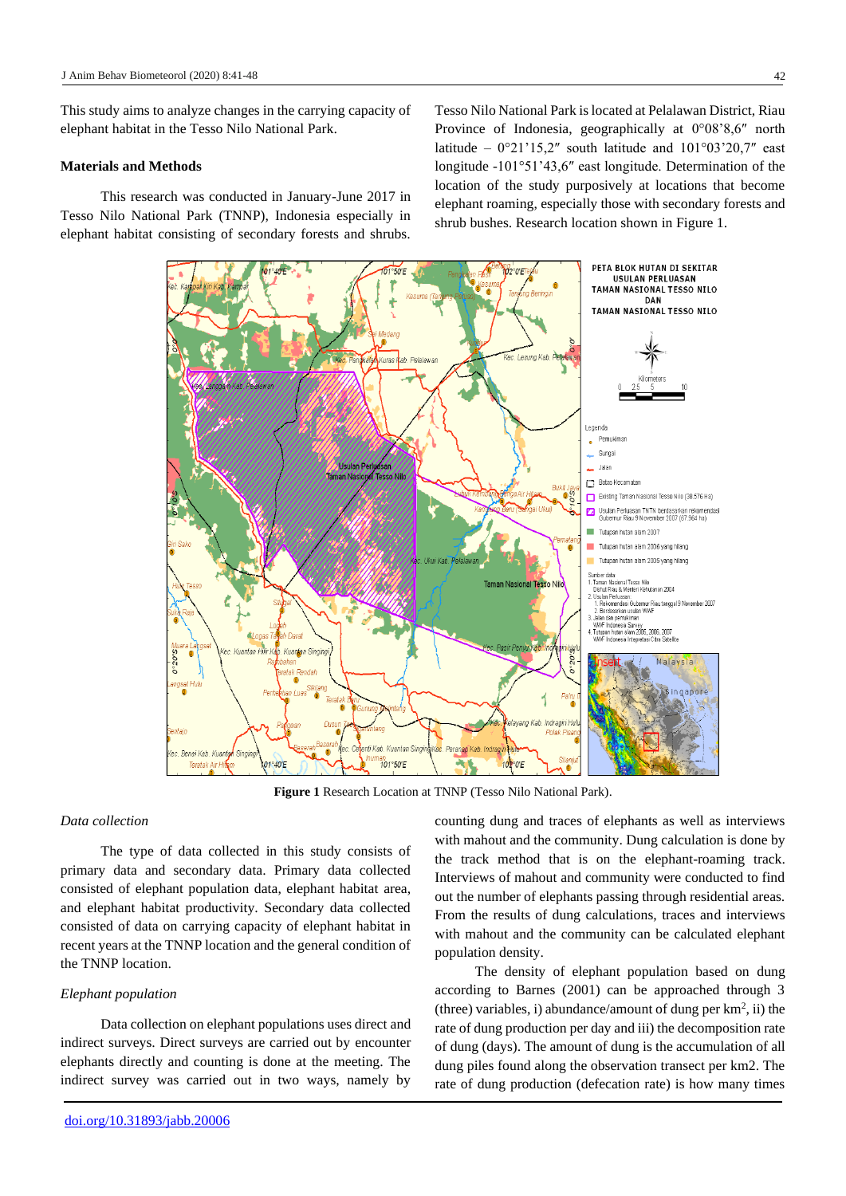This study aims to analyze changes in the carrying capacity of elephant habitat in the Tesso Nilo National Park.

## Materials and Methods

This research was conducted in January-June 2017 in Tesso Nilo National Park (TNNP), Indonesia especially in elephant habitat consisting of secondary forests and shrubs. Tesso Nilo National Park is located at Pelalawan District, Riau Province of Indonesia, geographically at 0°08'8,6" north latitude – 0°21'15,2" south latitude and 101°03'20,7" east longitude -101°51'43,6" east longitude. Determination of the location of the study purposively at locations that become elephant roaming, especially those with secondary forests and shrub bushes. Research location shown in Figure 1.

**Figure 1** Research Location at TNNP (Tesso Nilo National Park).

### Data collection

The type of data collected in this study consists of primary data and secondary data. Primary data collected consisted of elephant population data, elephant habitat area, and elephant habitat productivity. Secondary data collected consisted of data on carrying capacity of elephant habitat in recent years at the TNNP location and the general condition of the TNNP location.

### Elephant population

Data collection on elephant populations uses direct and indirect surveys. Direct surveys are carried out by encounter elephants directly and counting is done at the meeting. The indirect survey was carried out in two ways, namely by counting dung and traces of elephants as well as interviews with mahout and the community. Dung calculation is done by the track method that is on the elephant-roaming track. Interviews of mahout and community were conducted to find out the number of elephants passing through residential areas. From the results of dung calculations, traces and interviews with mahout and the community can be calculated elephant population density.

The density of elephant population based on dung according to Barnes (2001) can be approached through 3 (three) variables, i) abundance/amount of dung per km$^2$, ii) the rate of dung production per day and iii) the decomposition rate of dung (days). The amount of dung is the accumulation of all dung piles found along the observation transect per km2. The rate of dung production (defecation rate) is how many times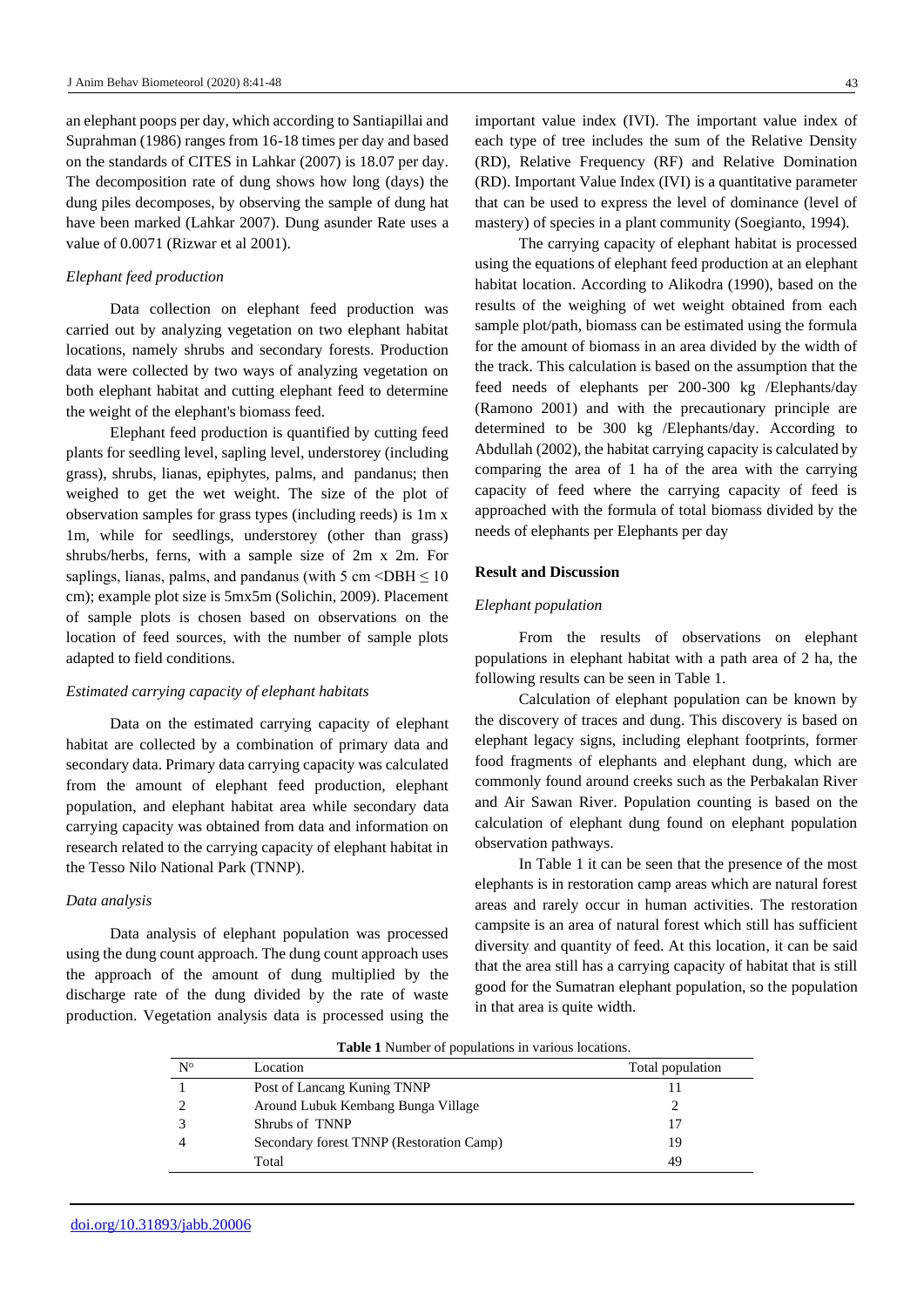an elephant poops per day, which according to Santiapillai and Suprahman (1986) ranges from 16-18 times per day and based on the standards of CITES in Lahkar (2007) is 18.07 per day. The decomposition rate of dung shows how long (days) the dung piles decomposes, by observing the sample of dung hat have been marked (Lahkar 2007). Dung asunder Rate uses a value of 0.0071 (Rizwar et al 2001).

### *Elephant feed production*

Data collection on elephant feed production was carried out by analyzing vegetation on two elephant habitat locations, namely shrubs and secondary forests. Production data were collected by two ways of analyzing vegetation on both elephant habitat and cutting elephant feed to determine the weight of the elephant's biomass feed.

Elephant feed production is quantified by cutting feed plants for seedling level, sapling level, understorey (including grass), shrubs, lianas, epiphytes, palms, and pandanus; then weighed to get the wet weight. The size of the plot of observation samples for grass types (including reeds) is 1m x 1m, while for seedlings, understorey (other than grass) shrubs/herbs, ferns, with a sample size of 2m x 2m. For saplings, lianas, palms, and pandanus (with 5 cm $<$DBH $\leq$ 10 cm); example plot size is 5mx5m (Solichin, 2009). Placement of sample plots is chosen based on observations on the location of feed sources, with the number of sample plots adapted to field conditions.

### *Estimated carrying capacity of elephant habitats*

Data on the estimated carrying capacity of elephant habitat are collected by a combination of primary data and secondary data. Primary data carrying capacity was calculated from the amount of elephant feed production, elephant population, and elephant habitat area while secondary data carrying capacity was obtained from data and information on research related to the carrying capacity of elephant habitat in the Tesso Nilo National Park (TNNP).

### *Data analysis*

Data analysis of elephant population was processed using the dung count approach. The dung count approach uses the approach of the amount of dung multiplied by the discharge rate of the dung divided by the rate of waste production. Vegetation analysis data is processed using the important value index (IVI). The important value index of each type of tree includes the sum of the Relative Density (RD), Relative Frequency (RF) and Relative Domination (RD). Important Value Index (IVI) is a quantitative parameter that can be used to express the level of dominance (level of mastery) of species in a plant community (Soegianto, 1994).

The carrying capacity of elephant habitat is processed using the equations of elephant feed production at an elephant habitat location. According to Alikodra (1990), based on the results of the weighing of wet weight obtained from each sample plot/path, biomass can be estimated using the formula for the amount of biomass in an area divided by the width of the track. This calculation is based on the assumption that the feed needs of elephants per 200-300 kg /Elephants/day (Ramono 2001) and with the precautionary principle are determined to be 300 kg /Elephants/day. According to Abdullah (2002), the habitat carrying capacity is calculated by comparing the area of 1 ha of the area with the carrying capacity of feed where the carrying capacity of feed is approached with the formula of total biomass divided by the needs of elephants per Elephants per day

## Result and Discussion

### *Elephant population*

From the results of observations on elephant populations in elephant habitat with a path area of 2 ha, the following results can be seen in Table 1.

Calculation of elephant population can be known by the discovery of traces and dung. This discovery is based on elephant legacy signs, including elephant footprints, former food fragments of elephants and elephant dung, which are commonly found around creeks such as the Perbakalan River and Air Sawan River. Population counting is based on the calculation of elephant dung found on elephant population observation pathways.

In Table 1 it can be seen that the presence of the most elephants is in restoration camp areas which are natural forest areas and rarely occur in human activities. The restoration campsite is an area of natural forest which still has sufficient diversity and quantity of feed. At this location, it can be said that the area still has a carrying capacity of habitat that is still good for the Sumatran elephant population, so the population in that area is quite width.

**Table 1** Number of populations in various locations.

| N° | Location | Total population |
|---|---|---|
| 1 | Post of Lancang Kuning TNNP | 11 |
| 2 | Around Lubuk Kembang Bunga Village | 2 |
| 3 | Shrubs of TNNP | 17 |
| 4 | Secondary forest TNNP (Restoration Camp) | 19 |
| | Total | 49 |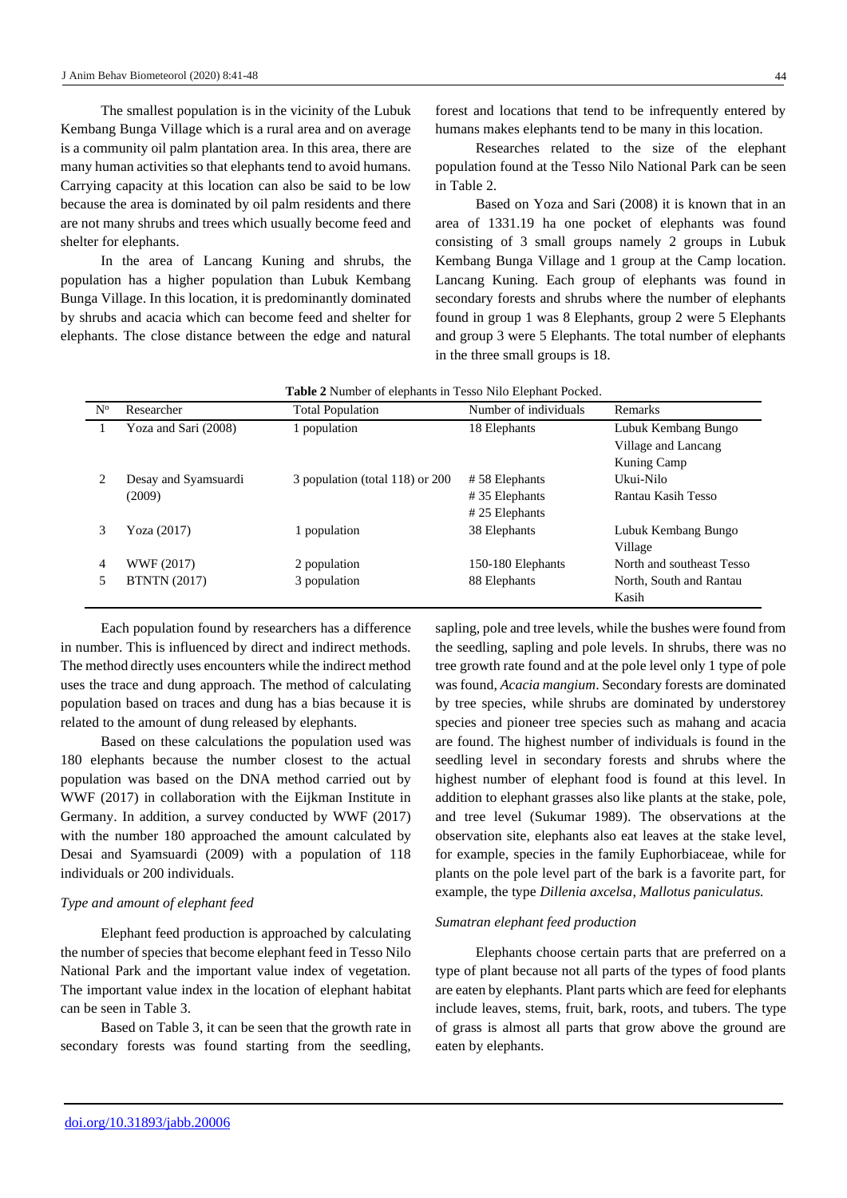The smallest population is in the vicinity of the Lubuk Kembang Bunga Village which is a rural area and on average is a community oil palm plantation area. In this area, there are many human activities so that elephants tend to avoid humans. Carrying capacity at this location can also be said to be low because the area is dominated by oil palm residents and there are not many shrubs and trees which usually become feed and shelter for elephants.

In the area of Lancang Kuning and shrubs, the population has a higher population than Lubuk Kembang Bunga Village. In this location, it is predominantly dominated by shrubs and acacia which can become feed and shelter for elephants. The close distance between the edge and natural forest and locations that tend to be infrequently entered by humans makes elephants tend to be many in this location.

Researches related to the size of the elephant population found at the Tesso Nilo National Park can be seen in Table 2.

Based on Yoza and Sari (2008) it is known that in an area of 1331.19 ha one pocket of elephants was found consisting of 3 small groups namely 2 groups in Lubuk Kembang Bunga Village and 1 group at the Camp location. Lancang Kuning. Each group of elephants was found in secondary forests and shrubs where the number of elephants found in group 1 was 8 Elephants, group 2 were 5 Elephants and group 3 were 5 Elephants. The total number of elephants in the three small groups is 18.

**Table 2** Number of elephants in Tesso Nilo Elephant Pocked.

| Nº | Researcher | Total Population | Number of individuals | Remarks |
|---|---|---|---|---|
| 1 | Yoza and Sari (2008) | 1 population | 18 Elephants | Lubuk Kembang Bungo Village and Lancang Kuning Camp |
| 2 | Desay and Syamsuardi (2009) | 3 population (total 118) or 200 | # 58 Elephants<br># 35 Elephants<br># 25 Elephants | Ukui-Nilo<br>Rantau Kasih Tesso |
| 3 | Yoza (2017) | 1 population | 38 Elephants | Lubuk Kembang Bungo Village |
| 4 | WWF (2017) | 2 population | 150-180 Elephants | North and southeast Tesso |
| 5 | BTNTN (2017) | 3 population | 88 Elephants | North, South and Rantau Kasih |

Each population found by researchers has a difference in number. This is influenced by direct and indirect methods. The method directly uses encounters while the indirect method uses the trace and dung approach. The method of calculating population based on traces and dung has a bias because it is related to the amount of dung released by elephants.

Based on these calculations the population used was 180 elephants because the number closest to the actual population was based on the DNA method carried out by WWF (2017) in collaboration with the Eijkman Institute in Germany. In addition, a survey conducted by WWF (2017) with the number 180 approached the amount calculated by Desai and Syamsuardi (2009) with a population of 118 individuals or 200 individuals.

### *Type and amount of elephant feed*

Elephant feed production is approached by calculating the number of species that become elephant feed in Tesso Nilo National Park and the important value index of vegetation. The important value index in the location of elephant habitat can be seen in Table 3.

Based on Table 3, it can be seen that the growth rate in secondary forests was found starting from the seedling, sapling, pole and tree levels, while the bushes were found from the seedling, sapling and pole levels. In shrubs, there was no tree growth rate found and at the pole level only 1 type of pole was found, *Acacia mangium*. Secondary forests are dominated by tree species, while shrubs are dominated by understorey species and pioneer tree species such as mahang and acacia are found. The highest number of individuals is found in the seedling level in secondary forests and shrubs where the highest number of elephant food is found at this level. In addition to elephant grasses also like plants at the stake, pole, and tree level (Sukumar 1989). The observations at the observation site, elephants also eat leaves at the stake level, for example, species in the family Euphorbiaceae, while for plants on the pole level part of the bark is a favorite part, for example, the type *Dillenia axcelsa*, *Mallotus paniculatus.*

### *Sumatran elephant feed production*

Elephants choose certain parts that are preferred on a type of plant because not all parts of the types of food plants are eaten by elephants. Plant parts which are feed for elephants include leaves, stems, fruit, bark, roots, and tubers. The type of grass is almost all parts that grow above the ground are eaten by elephants.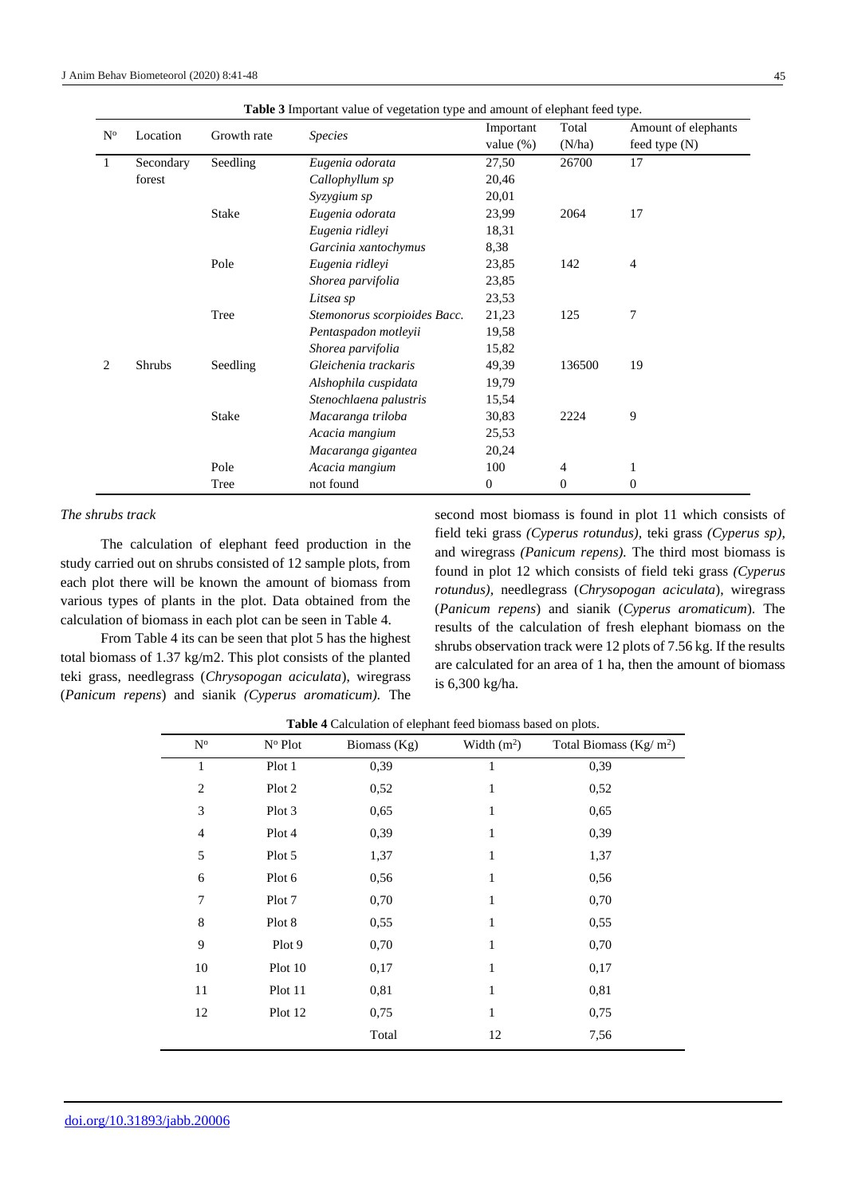**Table 3** Important value of vegetation type and amount of elephant feed type.

| Nº | Location | Growth rate | *Species* | Important value (%) | Total (N/ha) | Amount of elephants feed type (N) |
|---|---|---|---|---|---|---|
| 1 | Secondary forest | Seedling | *Eugenia odorata* | 27,50 | 26700 | 17 |
| | | | *Callophyllum sp* | 20,46 | | |
| | | | *Syzygium sp* | 20,01 | | |
| | | Stake | *Eugenia odorata* | 23,99 | 2064 | 17 |
| | | | *Eugenia ridleyi* | 18,31 | | |
| | | | *Garcinia xantochymus* | 8,38 | | |
| | | Pole | *Eugenia ridleyi* | 23,85 | 142 | 4 |
| | | | *Shorea parvifolia* | 23,85 | | |
| | | | *Litsea sp* | 23,53 | | |
| | | Tree | *Stemonorus scorpioides Bacc.* | 21,23 | 125 | 7 |
| | | | *Pentaspadon motleyii* | 19,58 | | |
| | | | *Shorea parvifolia* | 15,82 | | |
| 2 | Shrubs | Seedling | *Gleichenia trackaris* | 49,39 | 136500 | 19 |
| | | | *Alshophila cuspidata* | 19,79 | | |
| | | | *Stenochlaena palustris* | 15,54 | | |
| | | Stake | *Macaranga triloba* | 30,83 | 2224 | 9 |
| | | | *Acacia mangium* | 25,53 | | |
| | | | *Macaranga gigantea* | 20,24 | | |
| | | Pole | *Acacia mangium* | 100 | 4 | 1 |
| | | Tree | not found | 0 | 0 | 0 |

*The shrubs track*

The calculation of elephant feed production in the study carried out on shrubs consisted of 12 sample plots, from each plot there will be known the amount of biomass from various types of plants in the plot. Data obtained from the calculation of biomass in each plot can be seen in Table 4.

From Table 4 its can be seen that plot 5 has the highest total biomass of 1.37 kg/m2. This plot consists of the planted teki grass, needlegrass (*Chrysopogan aciculata*), wiregrass (*Panicum repens*) and sianik *(Cyperus aromaticum).* The second most biomass is found in plot 11 which consists of field teki grass *(Cyperus rotundus),* teki grass *(Cyperus sp),* and wiregrass *(Panicum repens).* The third most biomass is found in plot 12 which consists of field teki grass *(Cyperus rotundus),* needlegrass (*Chrysopogan aciculata*), wiregrass (*Panicum repens*) and sianik (*Cyperus aromaticum*). The results of the calculation of fresh elephant biomass on the shrubs observation track were 12 plots of 7.56 kg. If the results are calculated for an area of 1 ha, then the amount of biomass is 6,300 kg/ha.

**Table 4** Calculation of elephant feed biomass based on plots.

| Nº | Nº Plot | Biomass (Kg) | Width ($m^2$) | Total Biomass (Kg/ $m^2$) |
|---|---|---|---|---|
| 1 | Plot 1 | 0,39 | 1 | 0,39 |
| 2 | Plot 2 | 0,52 | 1 | 0,52 |
| 3 | Plot 3 | 0,65 | 1 | 0,65 |
| 4 | Plot 4 | 0,39 | 1 | 0,39 |
| 5 | Plot 5 | 1,37 | 1 | 1,37 |
| 6 | Plot 6 | 0,56 | 1 | 0,56 |
| 7 | Plot 7 | 0,70 | 1 | 0,70 |
| 8 | Plot 8 | 0,55 | 1 | 0,55 |
| 9 | Plot 9 | 0,70 | 1 | 0,70 |
| 10 | Plot 10 | 0,17 | 1 | 0,17 |
| 11 | Plot 11 | 0,81 | 1 | 0,81 |
| 12 | Plot 12 | 0,75 | 1 | 0,75 |
| | | Total | 12 | 7,56 |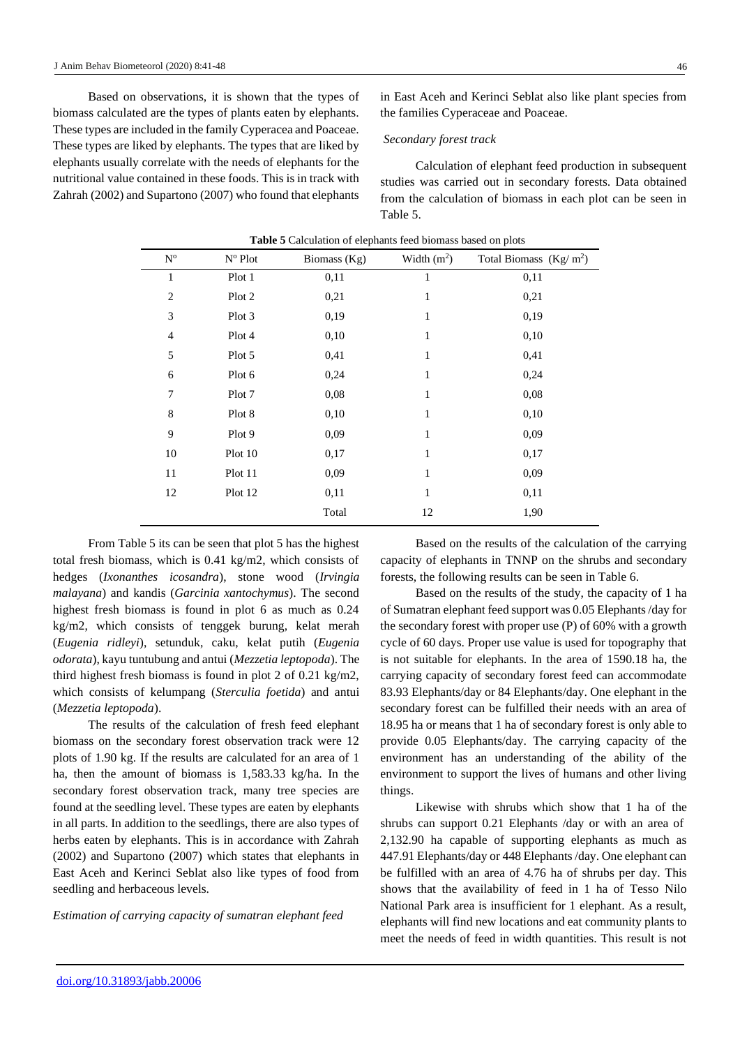Based on observations, it is shown that the types of biomass calculated are the types of plants eaten by elephants. These types are included in the family Cyperacea and Poaceae. These types are liked by elephants. The types that are liked by elephants usually correlate with the needs of elephants for the nutritional value contained in these foods. This is in track with Zahrah (2002) and Supartono (2007) who found that elephants in East Aceh and Kerinci Seblat also like plant species from the families Cyperaceae and Poaceae.

*Secondary forest track*

Calculation of elephant feed production in subsequent studies was carried out in secondary forests. Data obtained from the calculation of biomass in each plot can be seen in Table 5.

**Table 5** Calculation of elephants feed biomass based on plots

| N° | N° Plot | Biomass (Kg) | Width ($m^2$) | Total Biomass (Kg/ $m^2$) |
|---|---|---|---|---|
| 1 | Plot 1 | 0,11 | 1 | 0,11 |
| 2 | Plot 2 | 0,21 | 1 | 0,21 |
| 3 | Plot 3 | 0,19 | 1 | 0,19 |
| 4 | Plot 4 | 0,10 | 1 | 0,10 |
| 5 | Plot 5 | 0,41 | 1 | 0,41 |
| 6 | Plot 6 | 0,24 | 1 | 0,24 |
| 7 | Plot 7 | 0,08 | 1 | 0,08 |
| 8 | Plot 8 | 0,10 | 1 | 0,10 |
| 9 | Plot 9 | 0,09 | 1 | 0,09 |
| 10 | Plot 10 | 0,17 | 1 | 0,17 |
| 11 | Plot 11 | 0,09 | 1 | 0,09 |
| 12 | Plot 12 | 0,11 | 1 | 0,11 |
| | | Total | 12 | 1,90 |

From Table 5 its can be seen that plot 5 has the highest total fresh biomass, which is 0.41 kg/m2, which consists of hedges (*Ixonanthes icosandra*), stone wood (*Irvingia malayana*) and kandis (*Garcinia xantochymus*). The second highest fresh biomass is found in plot 6 as much as 0.24 kg/m2, which consists of tenggek burung, kelat merah (*Eugenia ridleyi*), setunduk, caku, kelat putih (*Eugenia odorata*), kayu tuntubung and antui (*Mezzetia leptopoda*). The third highest fresh biomass is found in plot 2 of 0.21 kg/m2, which consists of kelumpang (*Sterculia foetida*) and antui (*Mezzetia leptopoda*).

The results of the calculation of fresh feed elephant biomass on the secondary forest observation track were 12 plots of 1.90 kg. If the results are calculated for an area of 1 ha, then the amount of biomass is 1,583.33 kg/ha. In the secondary forest observation track, many tree species are found at the seedling level. These types are eaten by elephants in all parts. In addition to the seedlings, there are also types of herbs eaten by elephants. This is in accordance with Zahrah (2002) and Supartono (2007) which states that elephants in East Aceh and Kerinci Seblat also like types of food from seedling and herbaceous levels.

*Estimation of carrying capacity of sumatran elephant feed*

Based on the results of the calculation of the carrying capacity of elephants in TNNP on the shrubs and secondary forests, the following results can be seen in Table 6.

Based on the results of the study, the capacity of 1 ha of Sumatran elephant feed support was 0.05 Elephants /day for the secondary forest with proper use (P) of 60% with a growth cycle of 60 days. Proper use value is used for topography that is not suitable for elephants. In the area of 1590.18 ha, the carrying capacity of secondary forest feed can accommodate 83.93 Elephants/day or 84 Elephants/day. One elephant in the secondary forest can be fulfilled their needs with an area of 18.95 ha or means that 1 ha of secondary forest is only able to provide 0.05 Elephants/day. The carrying capacity of the environment has an understanding of the ability of the environment to support the lives of humans and other living things.

Likewise with shrubs which show that 1 ha of the shrubs can support 0.21 Elephants /day or with an area of 2,132.90 ha capable of supporting elephants as much as 447.91 Elephants/day or 448 Elephants /day. One elephant can be fulfilled with an area of 4.76 ha of shrubs per day. This shows that the availability of feed in 1 ha of Tesso Nilo National Park area is insufficient for 1 elephant. As a result, elephants will find new locations and eat community plants to meet the needs of feed in width quantities. This result is not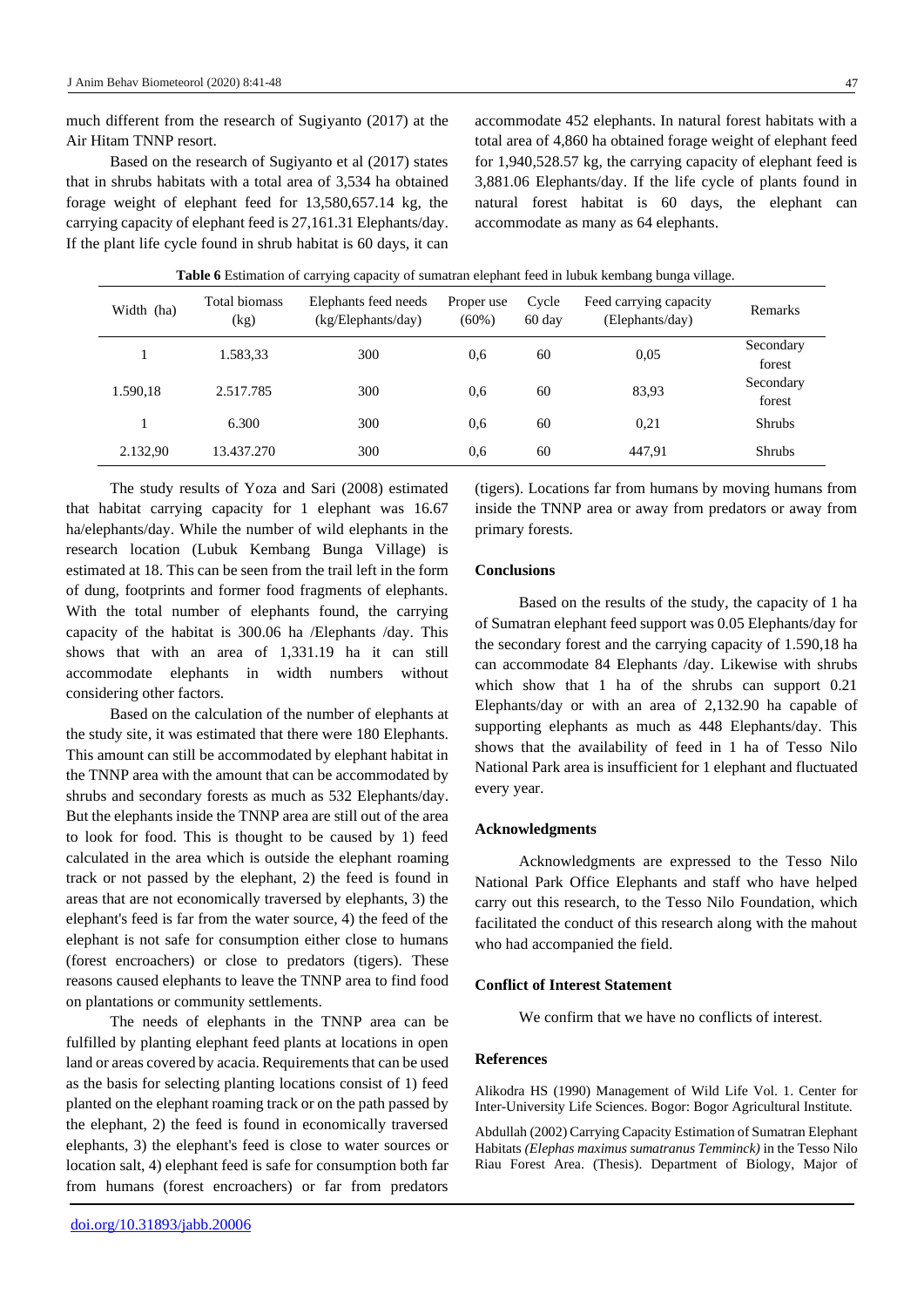much different from the research of Sugiyanto (2017) at the Air Hitam TNNP resort.

Based on the research of Sugiyanto et al (2017) states that in shrubs habitats with a total area of 3,534 ha obtained forage weight of elephant feed for 13,580,657.14 kg, the carrying capacity of elephant feed is 27,161.31 Elephants/day. If the plant life cycle found in shrub habitat is 60 days, it can accommodate 452 elephants. In natural forest habitats with a total area of 4,860 ha obtained forage weight of elephant feed for 1,940,528.57 kg, the carrying capacity of elephant feed is 3,881.06 Elephants/day. If the life cycle of plants found in natural forest habitat is 60 days, the elephant can accommodate as many as 64 elephants.

**Table 6** Estimation of carrying capacity of sumatran elephant feed in lubuk kembang bunga village.

| Width (ha) | Total biomass (kg) | Elephants feed needs (kg/Elephants/day) | Proper use (60%) | Cycle 60 day | Feed carrying capacity (Elephants/day) | Remarks |
|---|---|---|---|---|---|---|
| 1 | 1.583,33 | 300 | 0,6 | 60 | 0,05 | Secondary forest |
| 1.590,18 | 2.517.785 | 300 | 0,6 | 60 | 83,93 | Secondary forest |
| 1 | 6.300 | 300 | 0,6 | 60 | 0,21 | Shrubs |
| 2.132,90 | 13.437.270 | 300 | 0,6 | 60 | 447,91 | Shrubs |

The study results of Yoza and Sari (2008) estimated that habitat carrying capacity for 1 elephant was 16.67 ha/elephants/day. While the number of wild elephants in the research location (Lubuk Kembang Bunga Village) is estimated at 18. This can be seen from the trail left in the form of dung, footprints and former food fragments of elephants. With the total number of elephants found, the carrying capacity of the habitat is 300.06 ha /Elephants /day. This shows that with an area of 1,331.19 ha it can still accommodate elephants in width numbers without considering other factors.

Based on the calculation of the number of elephants at the study site, it was estimated that there were 180 Elephants. This amount can still be accommodated by elephant habitat in the TNNP area with the amount that can be accommodated by shrubs and secondary forests as much as 532 Elephants/day. But the elephants inside the TNNP area are still out of the area to look for food. This is thought to be caused by 1) feed calculated in the area which is outside the elephant roaming track or not passed by the elephant, 2) the feed is found in areas that are not economically traversed by elephants, 3) the elephant's feed is far from the water source, 4) the feed of the elephant is not safe for consumption either close to humans (forest encroachers) or close to predators (tigers). These reasons caused elephants to leave the TNNP area to find food on plantations or community settlements.

The needs of elephants in the TNNP area can be fulfilled by planting elephant feed plants at locations in open land or areas covered by acacia. Requirements that can be used as the basis for selecting planting locations consist of 1) feed planted on the elephant roaming track or on the path passed by the elephant, 2) the feed is found in economically traversed elephants, 3) the elephant's feed is close to water sources or location salt, 4) elephant feed is safe for consumption both far from humans (forest encroachers) or far from predators (tigers). Locations far from humans by moving humans from inside the TNNP area or away from predators or away from primary forests.

## Conclusions

Based on the results of the study, the capacity of 1 ha of Sumatran elephant feed support was 0.05 Elephants/day for the secondary forest and the carrying capacity of 1.590,18 ha can accommodate 84 Elephants /day. Likewise with shrubs which show that 1 ha of the shrubs can support 0.21 Elephants/day or with an area of 2,132.90 ha capable of supporting elephants as much as 448 Elephants/day. This shows that the availability of feed in 1 ha of Tesso Nilo National Park area is insufficient for 1 elephant and fluctuated every year.

## Acknowledgments

Acknowledgments are expressed to the Tesso Nilo National Park Office Elephants and staff who have helped carry out this research, to the Tesso Nilo Foundation, which facilitated the conduct of this research along with the mahout who had accompanied the field.

## Conflict of Interest Statement

We confirm that we have no conflicts of interest.

## References

Alikodra HS (1990) Management of Wild Life Vol. 1. Center for Inter-University Life Sciences. Bogor: Bogor Agricultural Institute.

Abdullah (2002) Carrying Capacity Estimation of Sumatran Elephant Habitats *(Elephas maximus sumatranus Temminck)* in the Tesso Nilo Riau Forest Area. (Thesis). Department of Biology, Major of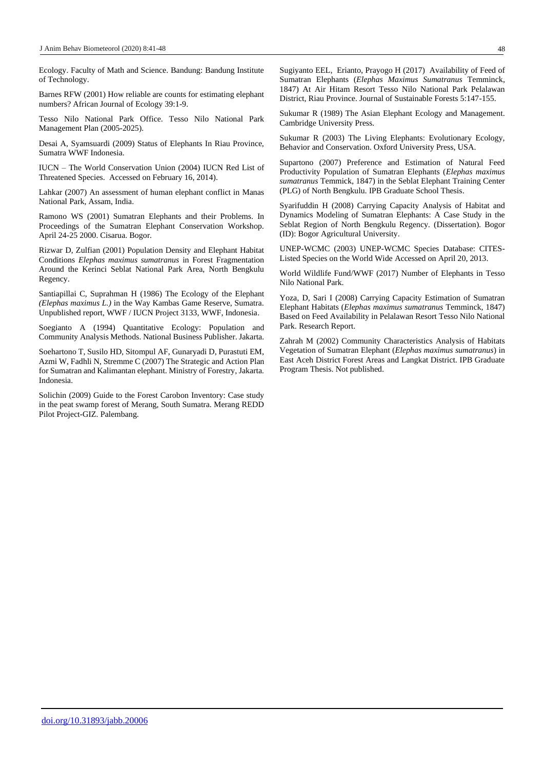Ecology. Faculty of Math and Science. Bandung: Bandung Institute of Technology.

Barnes RFW (2001) How reliable are counts for estimating elephant numbers? African Journal of Ecology 39:1-9.

Tesso Nilo National Park Office. Tesso Nilo National Park Management Plan (2005-2025).

Desai A, Syamsuardi (2009) Status of Elephants In Riau Province, Sumatra WWF Indonesia.

IUCN – The World Conservation Union (2004) IUCN Red List of Threatened Species. Accessed on February 16, 2014).

Lahkar (2007) An assessment of human elephant conflict in Manas National Park, Assam, India.

Ramono WS (2001) Sumatran Elephants and their Problems. In Proceedings of the Sumatran Elephant Conservation Workshop. April 24-25 2000. Cisarua. Bogor.

Rizwar D, Zulfian (2001) Population Density and Elephant Habitat Conditions *Elephas maximus sumatranus* in Forest Fragmentation Around the Kerinci Seblat National Park Area, North Bengkulu Regency.

Santiapillai C, Suprahman H (1986) The Ecology of the Elephant *(Elephas maximus L.)* in the Way Kambas Game Reserve, Sumatra. Unpublished report, WWF / IUCN Project 3133, WWF, Indonesia.

Soegianto A (1994) Quantitative Ecology: Population and Community Analysis Methods. National Business Publisher. Jakarta.

Soehartono T, Susilo HD, Sitompul AF, Gunaryadi D, Purastuti EM, Azmi W, Fadhli N, Stremme C (2007) The Strategic and Action Plan for Sumatran and Kalimantan elephant. Ministry of Forestry, Jakarta. Indonesia.

Solichin (2009) Guide to the Forest Carobon Inventory: Case study in the peat swamp forest of Merang, South Sumatra. Merang REDD Pilot Project-GIZ. Palembang.

Sugiyanto EEL, Erianto, Prayogo H (2017) Availability of Feed of Sumatran Elephants (*Elephas Maximus Sumatranus* Temminck, 1847) At Air Hitam Resort Tesso Nilo National Park Pelalawan District, Riau Province. Journal of Sustainable Forests 5:147-155.

Sukumar R (1989) The Asian Elephant Ecology and Management. Cambridge University Press.

Sukumar R (2003) The Living Elephants: Evolutionary Ecology, Behavior and Conservation. Oxford University Press, USA.

Supartono (2007) Preference and Estimation of Natural Feed Productivity Population of Sumatran Elephants (*Elephas maximus sumatranus* Temmick, 1847) in the Seblat Elephant Training Center (PLG) of North Bengkulu. IPB Graduate School Thesis.

Syarifuddin H (2008) Carrying Capacity Analysis of Habitat and Dynamics Modeling of Sumatran Elephants: A Case Study in the Seblat Region of North Bengkulu Regency. (Dissertation). Bogor (ID): Bogor Agricultural University.

UNEP-WCMC (2003) UNEP-WCMC Species Database: CITES-Listed Species on the World Wide Accessed on April 20, 2013.

World Wildlife Fund/WWF (2017) Number of Elephants in Tesso Nilo National Park.

Yoza, D, Sari I (2008) Carrying Capacity Estimation of Sumatran Elephant Habitats (*Elephas maximus sumatranus* Temminck, 1847) Based on Feed Availability in Pelalawan Resort Tesso Nilo National Park. Research Report.

Zahrah M (2002) Community Characteristics Analysis of Habitats Vegetation of Sumatran Elephant (*Elephas maximus sumatranus*) in East Aceh District Forest Areas and Langkat District. IPB Graduate Program Thesis. Not published.